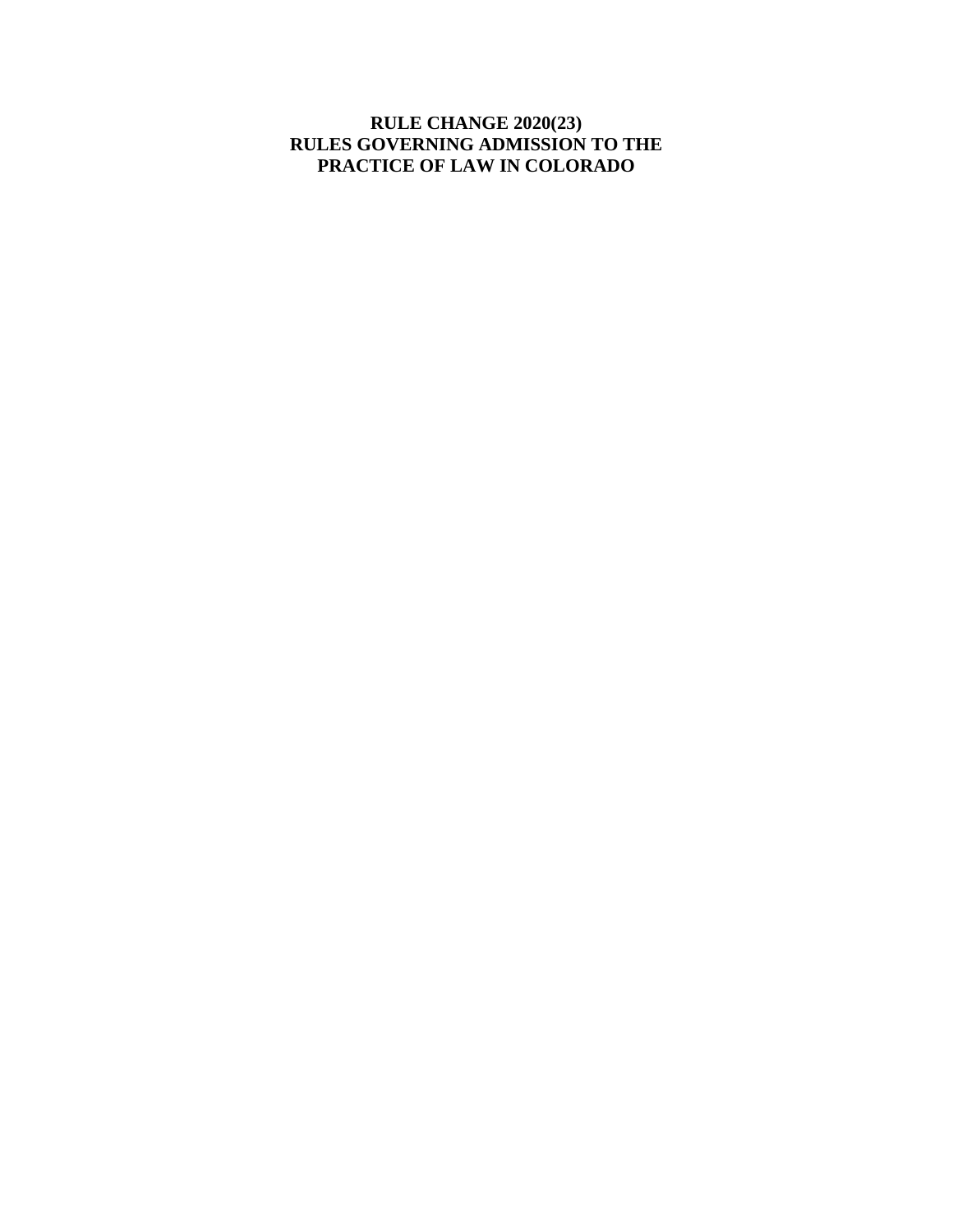# RULE CHANGE 2020(23)
# RULES GOVERNING ADMISSION TO THE PRACTICE OF LAW IN COLORADO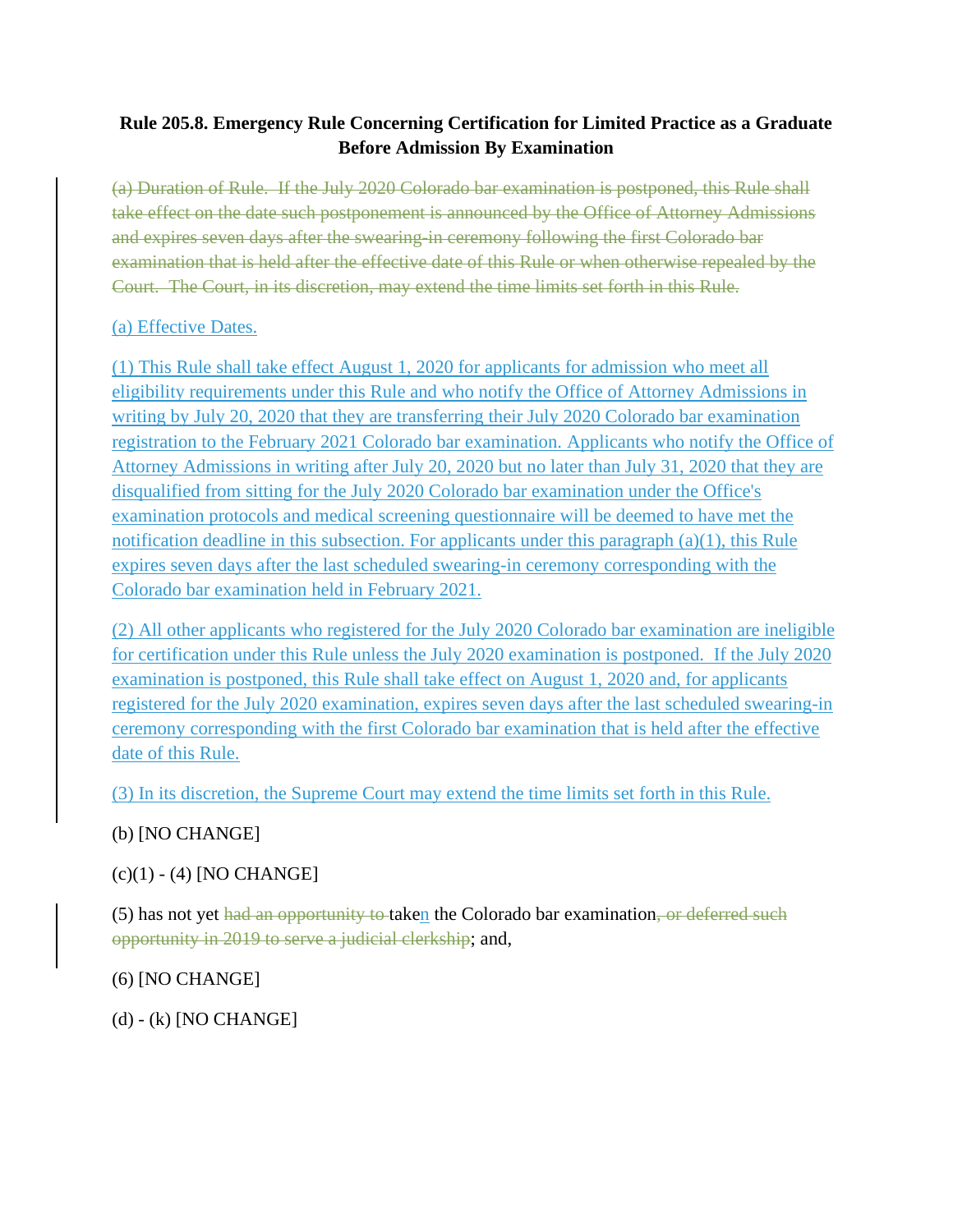**Rule 205.8. Emergency Rule Concerning Certification for Limited Practice as a Graduate Before Admission By Examination**

~~(a) Duration of Rule. If the July 2020 Colorado bar examination is postponed, this Rule shall take effect on the date such postponement is announced by the Office of Attorney Admissions and expires seven days after the swearing-in ceremony following the first Colorado bar examination that is held after the effective date of this Rule or when otherwise repealed by the Court. The Court, in its discretion, may extend the time limits set forth in this Rule.~~

<u>(a) Effective Dates.</u>

<u>(1) This Rule shall take effect August 1, 2020 for applicants for admission who meet all eligibility requirements under this Rule and who notify the Office of Attorney Admissions in writing by July 20, 2020 that they are transferring their July 2020 Colorado bar examination registration to the February 2021 Colorado bar examination. Applicants who notify the Office of Attorney Admissions in writing after July 20, 2020 but no later than July 31, 2020 that they are disqualified from sitting for the July 2020 Colorado bar examination under the Office's examination protocols and medical screening questionnaire will be deemed to have met the notification deadline in this subsection. For applicants under this paragraph (a)(1), this Rule expires seven days after the last scheduled swearing-in ceremony corresponding with the Colorado bar examination held in February 2021.</u>

<u>(2) All other applicants who registered for the July 2020 Colorado bar examination are ineligible for certification under this Rule unless the July 2020 examination is postponed. If the July 2020 examination is postponed, this Rule shall take effect on August 1, 2020 and, for applicants registered for the July 2020 examination, expires seven days after the last scheduled swearing-in ceremony corresponding with the first Colorado bar examination that is held after the effective date of this Rule.</u>

<u>(3) In its discretion, the Supreme Court may extend the time limits set forth in this Rule.</u>

(b) [NO CHANGE]

(c)(1) - (4) [NO CHANGE]

(5) has not yet ~~had an opportunity to~~ take<u>n</u> the Colorado bar examination~~, or deferred such opportunity in 2019 to serve a judicial clerkship~~; and,

(6) [NO CHANGE]

(d) - (k) [NO CHANGE]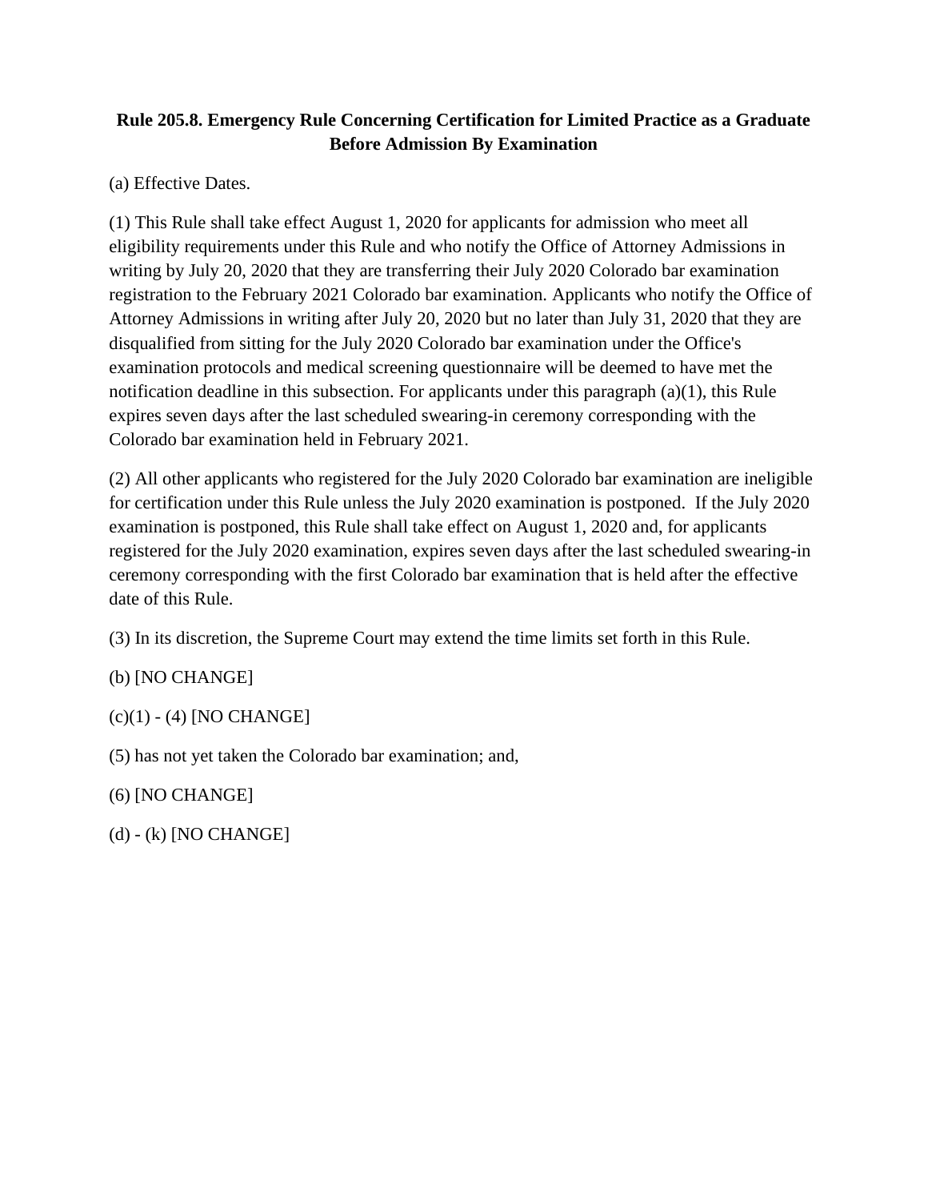**Rule 205.8. Emergency Rule Concerning Certification for Limited Practice as a Graduate Before Admission By Examination**

(a) Effective Dates.

(1) This Rule shall take effect August 1, 2020 for applicants for admission who meet all eligibility requirements under this Rule and who notify the Office of Attorney Admissions in writing by July 20, 2020 that they are transferring their July 2020 Colorado bar examination registration to the February 2021 Colorado bar examination. Applicants who notify the Office of Attorney Admissions in writing after July 20, 2020 but no later than July 31, 2020 that they are disqualified from sitting for the July 2020 Colorado bar examination under the Office's examination protocols and medical screening questionnaire will be deemed to have met the notification deadline in this subsection. For applicants under this paragraph (a)(1), this Rule expires seven days after the last scheduled swearing-in ceremony corresponding with the Colorado bar examination held in February 2021.

(2) All other applicants who registered for the July 2020 Colorado bar examination are ineligible for certification under this Rule unless the July 2020 examination is postponed. If the July 2020 examination is postponed, this Rule shall take effect on August 1, 2020 and, for applicants registered for the July 2020 examination, expires seven days after the last scheduled swearing-in ceremony corresponding with the first Colorado bar examination that is held after the effective date of this Rule.

(3) In its discretion, the Supreme Court may extend the time limits set forth in this Rule.

(b) [NO CHANGE]

(c)(1) - (4) [NO CHANGE]

(5) has not yet taken the Colorado bar examination; and,

(6) [NO CHANGE]

(d) - (k) [NO CHANGE]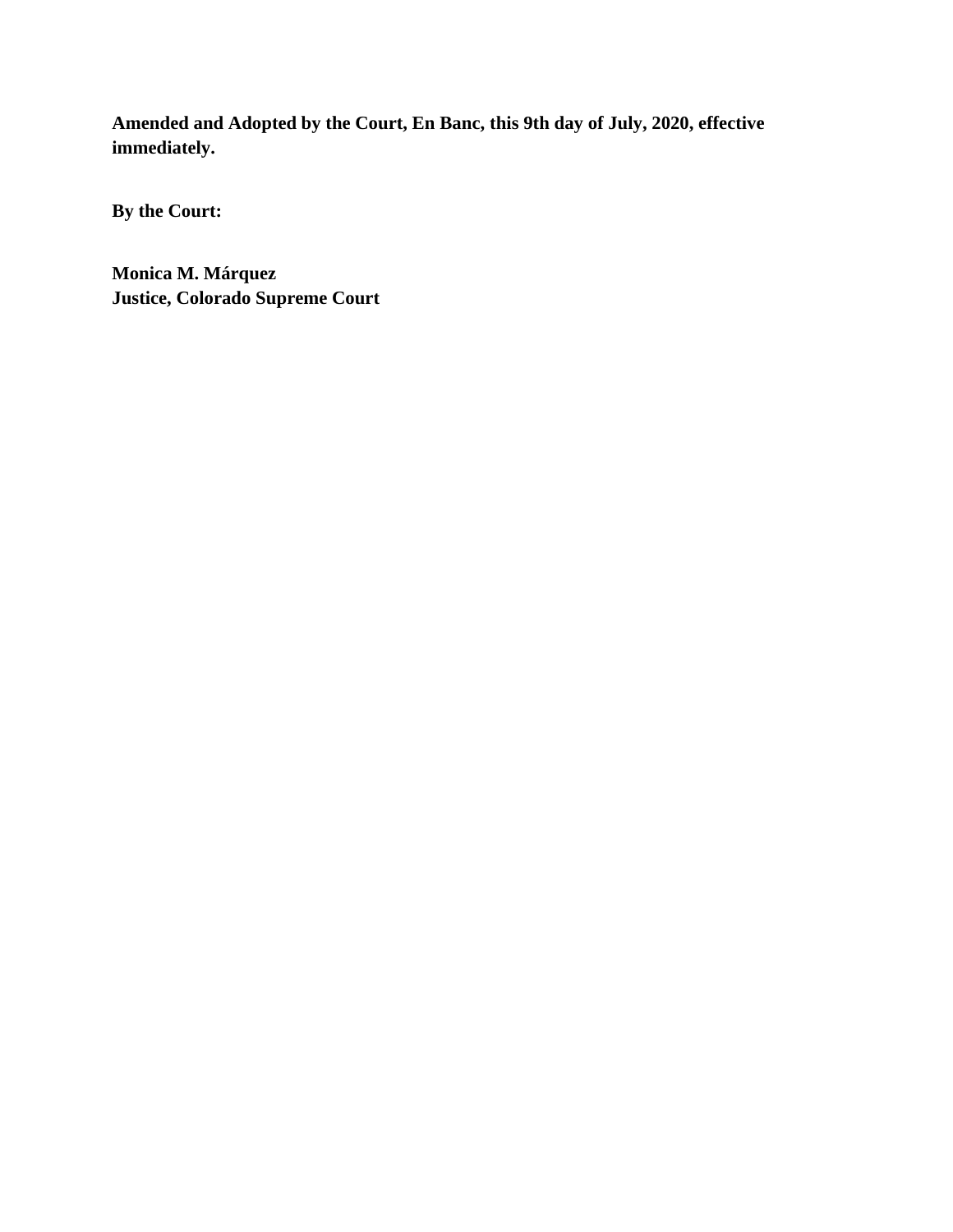**Amended and Adopted by the Court, En Banc, this 9th day of July, 2020, effective immediately.**

**By the Court:**

**Monica M. Márquez**
**Justice, Colorado Supreme Court**